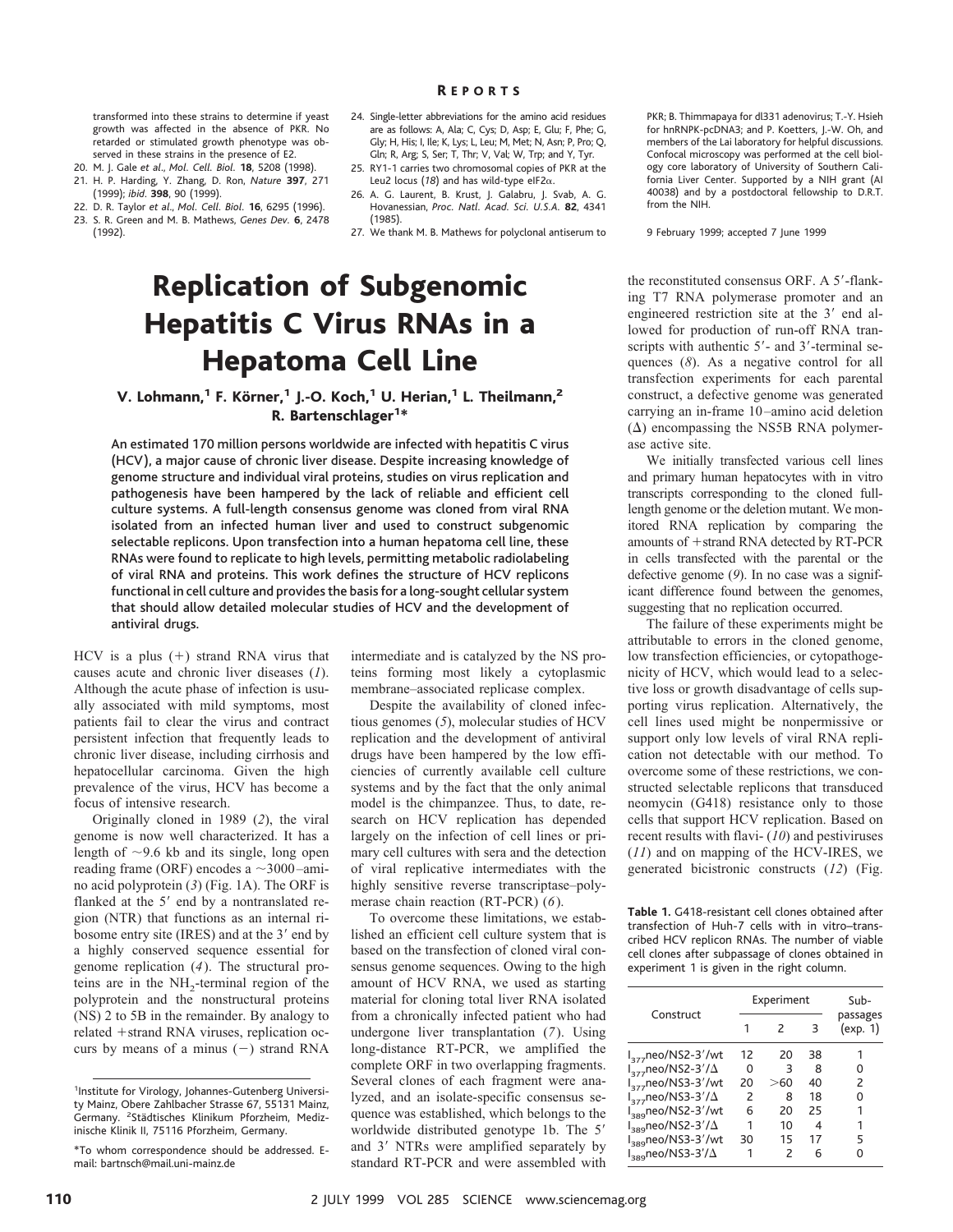transformed into these strains to determine if yeast growth was affected in the absence of PKR. No retarded or stimulated growth phenotype was observed in these strains in the presence of E2.

20. M. J. Gale *et al.*, *Mol. Cell. Biol.* **18**, 5208 (1998).
21. H. P. Harding, Y. Zhang, D. Ron, *Nature* **397**, 271 (1999); *ibid.* **398**, 90 (1999).
22. D. R. Taylor *et al.*, *Mol. Cell. Biol.* **16**, 6295 (1996).
23. S. R. Green and M. B. Mathews, *Genes Dev.* **6**, 2478 (1992).
24. Single-letter abbreviations for the amino acid residues are as follows: A, Ala; C, Cys; D, Asp; E, Glu; F, Phe; G, Gly; H, His; I, Ile; K, Lys; L, Leu; M, Met; N, Asn; P, Pro; Q, Gln; R, Arg; S, Ser; T, Thr; V, Val; W, Trp; and Y, Tyr.
25. RY1-1 carries two chromosomal copies of PKR at the Leu2 locus (*18*) and has wild-type eIF2α.
26. A. G. Laurent, B. Krust, J. Galabru, J. Svab, A. G. Hovanessian, *Proc. Natl. Acad. Sci. U.S.A.* **82**, 4341 (1985).
27. We thank M. B. Mathews for polyclonal antiserum to PKR; B. Thimmapaya for dl331 adenovirus; T.-Y. Hsieh for hnRNPK-pcDNA3; and P. Koetters, J.-W. Oh, and members of the Lai laboratory for helpful discussions. Confocal microscopy was performed at the cell biology core laboratory of University of Southern California Liver Center. Supported by a NIH grant (AI 40038) and by a postdoctoral fellowship to D.R.T. from the NIH.

9 February 1999; accepted 7 June 1999

# Replication of Subgenomic Hepatitis C Virus RNAs in a Hepatoma Cell Line

V. Lohmann,[1] F. Körner,[1] J.-O. Koch,[1] U. Herian,[1] L. Theilmann,[2] R. Bartenschlager[1]*

**An estimated 170 million persons worldwide are infected with hepatitis C virus (HCV), a major cause of chronic liver disease. Despite increasing knowledge of genome structure and individual viral proteins, studies on virus replication and pathogenesis have been hampered by the lack of reliable and efficient cell culture systems. A full-length consensus genome was cloned from viral RNA isolated from an infected human liver and used to construct subgenomic selectable replicons. Upon transfection into a human hepatoma cell line, these RNAs were found to replicate to high levels, permitting metabolic radiolabeling of viral RNA and proteins. This work defines the structure of HCV replicons functional in cell culture and provides the basis for a long-sought cellular system that should allow detailed molecular studies of HCV and the development of antiviral drugs.**

HCV is a plus (+) strand RNA virus that causes acute and chronic liver diseases (*1*). Although the acute phase of infection is usually associated with mild symptoms, most patients fail to clear the virus and contract persistent infection that frequently leads to chronic liver disease, including cirrhosis and hepatocellular carcinoma. Given the high prevalence of the virus, HCV has become a focus of intensive research.

Originally cloned in 1989 (*2*), the viral genome is now well characterized. It has a length of ~9.6 kb and its single, long open reading frame (ORF) encodes a ~3000–amino acid polyprotein (*3*) (Fig. 1A). The ORF is flanked at the 5′ end by a nontranslated region (NTR) that functions as an internal ribosome entry site (IRES) and at the 3′ end by a highly conserved sequence essential for genome replication (*4*). The structural proteins are in the $NH_2$-terminal region of the polyprotein and the nonstructural proteins (NS) 2 to 5B in the remainder. By analogy to related +strand RNA viruses, replication occurs by means of a minus (−) strand RNA intermediate and is catalyzed by the NS proteins forming most likely a cytoplasmic membrane–associated replicase complex.

Despite the availability of cloned infectious genomes (*5*), molecular studies of HCV replication and the development of antiviral drugs have been hampered by the low efficiencies of currently available cell culture systems and by the fact that the only animal model is the chimpanzee. Thus, to date, research on HCV replication has depended largely on the infection of cell lines or primary cell cultures with sera and the detection of viral replicative intermediates with the highly sensitive reverse transcriptase–polymerase chain reaction (RT-PCR) (*6*).

To overcome these limitations, we established an efficient cell culture system that is based on the transfection of cloned viral consensus genome sequences. Owing to the high amount of HCV RNA, we used as starting material for cloning total liver RNA isolated from a chronically infected patient who had undergone liver transplantation (*7*). Using long-distance RT-PCR, we amplified the complete ORF in two overlapping fragments. Several clones of each fragment were analyzed, and an isolate-specific consensus sequence was established, which belongs to the worldwide distributed genotype 1b. The 5′ and 3′ NTRs were amplified separately by standard RT-PCR and were assembled with the reconstituted consensus ORF. A 5′-flanking T7 RNA polymerase promoter and an engineered restriction site at the 3′ end allowed for production of run-off RNA transcripts with authentic 5′- and 3′-terminal sequences (*8*). As a negative control for all transfection experiments for each parental construct, a defective genome was generated carrying an in-frame 10–amino acid deletion (Δ) encompassing the NS5B RNA polymerase active site.

We initially transfected various cell lines and primary human hepatocytes with in vitro transcripts corresponding to the cloned full-length genome or the deletion mutant. We monitored RNA replication by comparing the amounts of +strand RNA detected by RT-PCR in cells transfected with the parental or the defective genome (*9*). In no case was a significant difference found between the genomes, suggesting that no replication occurred.

The failure of these experiments might be attributable to errors in the cloned genome, low transfection efficiencies, or cytopathogenicity of HCV, which would lead to a selective loss or growth disadvantage of cells supporting virus replication. Alternatively, the cell lines used might be nonpermissive or support only low levels of viral RNA replication not detectable with our method. To overcome some of these restrictions, we constructed selectable replicons that transduced neomycin (G418) resistance only to those cells that support HCV replication. Based on recent results with flavi- (*10*) and pestiviruses (*11*) and on mapping of the HCV-IRES, we generated bicistronic constructs (*12*) (Fig.

**Table 1.** G418-resistant cell clones obtained after transfection of Huh-7 cells with in vitro–transcribed HCV replicon RNAs. The number of viable cell clones after subpassage of clones obtained in experiment 1 is given in the right column.

| Construct | Experiment | | | Subpassages (exp. 1) |
|---|---|---|---|---|
| | 1 | 2 | 3 | |
| $I_{377}$neo/NS2-3′/wt | 12 | 20 | 38 | 1 |
| $I_{377}$neo/NS2-3′/Δ | 0 | 3 | 8 | 0 |
| $I_{377}$neo/NS3-3′/wt | 20 | >60 | 40 | 2 |
| $I_{377}$neo/NS3-3′/Δ | 2 | 8 | 18 | 0 |
| $I_{389}$neo/NS2-3′/wt | 6 | 20 | 25 | 1 |
| $I_{389}$neo/NS2-3′/Δ | 1 | 10 | 4 | 1 |
| $I_{389}$neo/NS3-3′/wt | 30 | 15 | 17 | 5 |
| $I_{389}$neo/NS3-3′/Δ | 1 | 2 | 6 | 0 |

[1]Institute for Virology, Johannes-Gutenberg University Mainz, Obere Zahlbacher Strasse 67, 55131 Mainz, Germany. [2]Städtisches Klinikum Pforzheim, Medizinische Klinik II, 75116 Pforzheim, Germany.

*To whom correspondence should be addressed. E-mail: bartnsch@mail.uni-mainz.de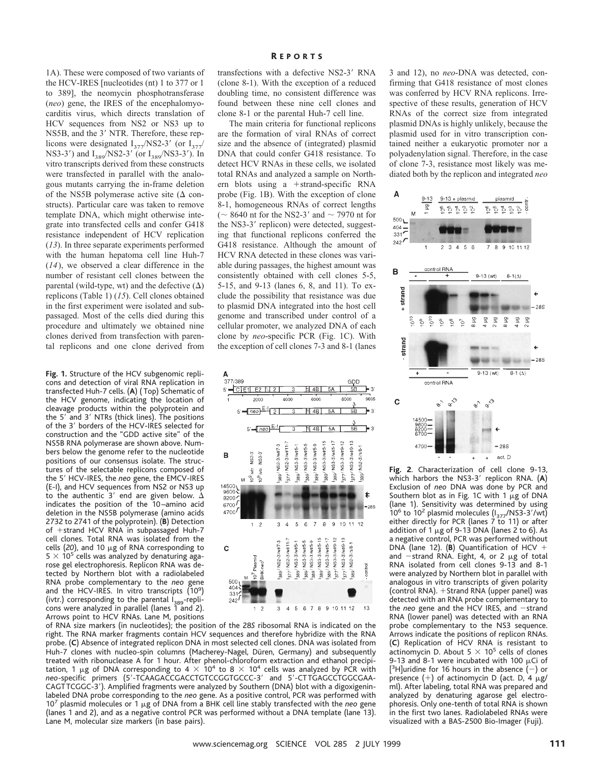1A). These were composed of two variants of the HCV-IRES [nucleotides (nt) 1 to 377 or 1 to 389], the neomycin phosphotransferase (*neo*) gene, the IRES of the encephalomyocarditis virus, which directs translation of HCV sequences from NS2 or NS3 up to NS5B, and the 3′ NTR. Therefore, these replicons were designated $I_{377}$/NS2-3′ (or $I_{377}$/NS3-3′) and $I_{389}$/NS2-3′ (or $I_{389}$/NS3-3′). In vitro transcripts derived from these constructs were transfected in parallel with the analogous mutants carrying the in-frame deletion of the NS5B polymerase active site (Δ constructs). Particular care was taken to remove template DNA, which might otherwise integrate into transfected cells and confer G418 resistance independent of HCV replication (*13*). In three separate experiments performed with the human hepatoma cell line Huh-7 (*14*), we observed a clear difference in the number of resistant cell clones between the parental (wild-type, wt) and the defective (Δ) replicons (Table 1) (*15*). Cell clones obtained in the first experiment were isolated and subpassaged. Most of the cells died during this procedure and ultimately we obtained nine clones derived from transfection with parental replicons and one clone derived from transfections with a defective NS2-3′ RNA (clone 8-1). With the exception of a reduced doubling time, no consistent difference was found between these nine cell clones and clone 8-1 or the parental Huh-7 cell line.

The main criteria for functional replicons are the formation of viral RNAs of correct size and the absence of (integrated) plasmid DNA that could confer G418 resistance. To detect HCV RNAs in these cells, we isolated total RNAs and analyzed a sample on Northern blots using a +strand-specific RNA probe (Fig. 1B). With the exception of clone 8-1, homogeneous RNAs of correct lengths (~ 8640 nt for the NS2-3′ and ~ 7970 nt for the NS3-3′ replicon) were detected, suggesting that functional replicons conferred the G418 resistance. Although the amount of HCV RNA detected in these clones was variable during passages, the highest amount was consistently obtained with cell clones 5-5, 5-15, and 9-13 (lanes 6, 8, and 11). To exclude the possibility that resistance was due to plasmid DNA integrated into the host cell genome and transcribed under control of a cellular promoter, we analyzed DNA of each clone by *neo*-specific PCR (Fig. 1C). With the exception of cell clones 7-3 and 8-1 (lanes 3 and 12), no *neo*-DNA was detected, confirming that G418 resistance of most clones was conferred by HCV RNA replicons. Irrespective of these results, generation of HCV RNAs of the correct size from integrated plasmid DNAs is highly unlikely, because the plasmid used for in vitro transcription contained neither a eukaryotic promoter nor a polyadenylation signal. Therefore, in the case of clone 7-3, resistance most likely was mediated both by the replicon and integrated *neo*

**Fig. 1.** Structure of the HCV subgenomic replicons and detection of viral RNA replication in transfected Huh-7 cells. (**A**) (Top) Schematic of the HCV genome, indicating the location of cleavage products within the polyprotein and the 5′ and 3′ NTRs (thick lines). The positions of the 3′ borders of the HCV-IRES selected for construction and the "GDD active site" of the NS5B RNA polymerase are shown above. Numbers below the genome refer to the nucleotide positions of our consensus isolate. The structures of the selectable replicons composed of the 5′ HCV-IRES, the *neo* gene, the EMCV-IRES (E-I), and HCV sequences from NS2 or NS3 up to the authentic 3′ end are given below. Δ indicates the position of the 10–amino acid deletion in the NS5B polymerase (amino acids 2732 to 2741 of the polyprotein). (**B**) Detection of +strand HCV RNA in subpassaged Huh-7 cell clones. Total RNA was isolated from the cells (*20*), and 10 μg of RNA corresponding to $5 \times 10^5$ cells was analyzed by denaturing agarose gel electrophoresis. Replicon RNA was detected by Northern blot with a radiolabeled RNA probe complementary to the *neo* gene and the HCV-IRES. In vitro transcripts ($10^9$) (ivtr.) corresponding to the parental $I_{389}$-replicons were analyzed in parallel (lanes 1 and 2). Arrows point to HCV RNAs. Lane M, positions of RNA size markers (in nucleotides); the position of the 28*S* ribosomal RNA is indicated on the right. The RNA marker fragments contain HCV sequences and therefore hybridize with the RNA probe. (**C**) Absence of integrated replicon DNA in most selected cell clones. DNA was isolated from Huh-7 clones with nucleo-spin columns (Macherey-Nagel, Düren, Germany) and subsequently treated with ribonuclease A for 1 hour. After phenol-chloroform extraction and ethanol precipitation, 1 μg of DNA corresponding to $4 \times 10^4$ to $8 \times 10^4$ cells was analyzed by PCR with *neo*-specific primers (5′-TCAAGACCGACCTGTCCGGTGCCC-3′ and 5′-CTTGAGCCTGGCGAACAGTTCGGC-3′). Amplified fragments were analyzed by Southern (DNA) blot with a digoxigenin-labeled DNA probe corresponding to the *neo* gene. As a positive control, PCR was performed with $10^7$ plasmid molecules or 1 μg of DNA from a BHK cell line stably transfected with the *neo* gene (lanes 1 and 2), and as a negative control PCR was performed without a DNA template (lane 13). Lane M, molecular size markers (in base pairs).

**Fig. 2**. Characterization of cell clone 9-13, which harbors the NS3-3′ replicon RNA. (**A**) Exclusion of *neo* DNA was done by PCR and Southern blot as in Fig. 1C with 1 μg of DNA (lane 1). Sensitivity was determined by using $10^6$ to $10^2$ plasmid molecules ($I_{377}$/NS3-3′/wt) either directly for PCR (lanes 7 to 11) or after addition of 1 μg of 9-13 DNA (lanes 2 to 6). As a negative control, PCR was performed without DNA (lane 12). (**B**) Quantification of HCV + and −strand RNA. Eight, 4, or 2 μg of total RNA isolated from cell clones 9-13 and 8-1 were analyzed by Northern blot in parallel with analogous in vitro transcripts of given polarity (control RNA). +Strand RNA (upper panel) was detected with an RNA probe complementary to the *neo* gene and the HCV IRES, and −strand RNA (lower panel) was detected with an RNA probe complementary to the NS3 sequence. Arrows indicate the positions of replicon RNAs. (**C**) Replication of HCV RNA is resistant to actinomycin D. About $5 \times 10^5$ cells of clones 9-13 and 8-1 were incubated with 100 μCi of [$^3$H]uridine for 16 hours in the absence (−) or presence (+) of actinomycin D (act. D, 4 μg/ml). After labeling, total RNA was prepared and analyzed by denaturing agarose gel electrophoresis. Only one-tenth of total RNA is shown in the first two lanes. Radiolabeled RNAs were visualized with a BAS-2500 Bio-Imager (Fuji).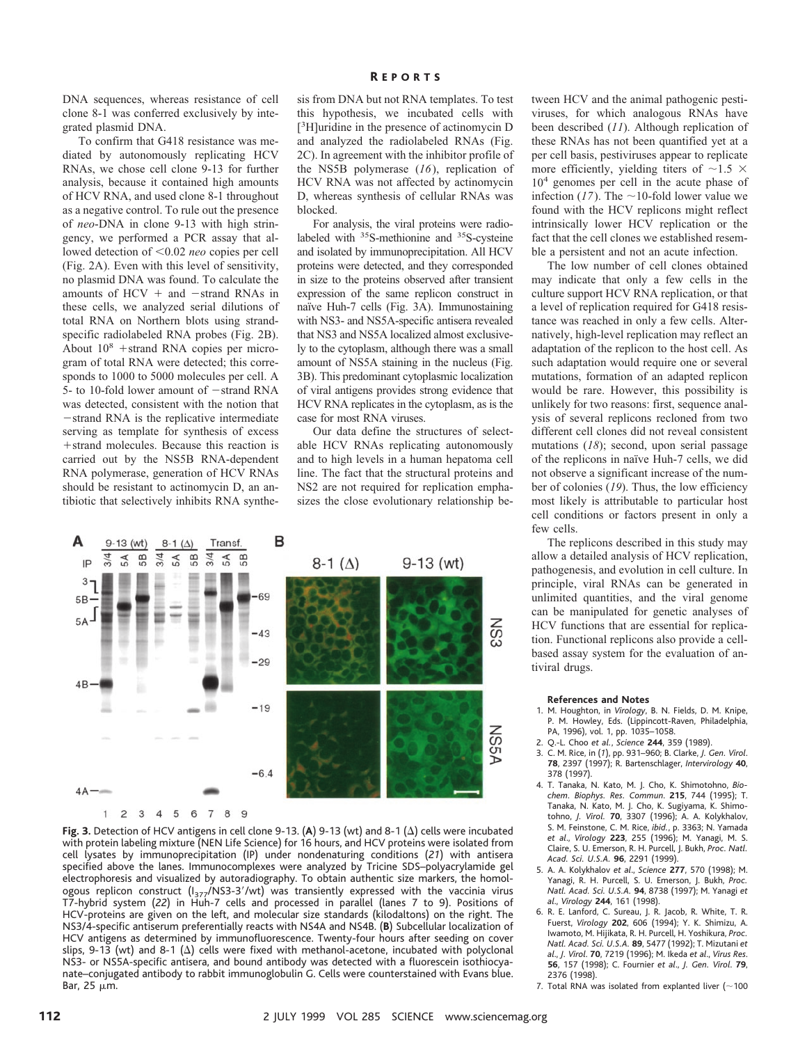DNA sequences, whereas resistance of cell clone 8-1 was conferred exclusively by integrated plasmid DNA.

To confirm that G418 resistance was mediated by autonomously replicating HCV RNAs, we chose cell clone 9-13 for further analysis, because it contained high amounts of HCV RNA, and used clone 8-1 throughout as a negative control. To rule out the presence of *neo*-DNA in clone 9-13 with high stringency, we performed a PCR assay that allowed detection of <0.02 *neo* copies per cell (Fig. 2A). Even with this level of sensitivity, no plasmid DNA was found. To calculate the amounts of HCV + and −strand RNAs in these cells, we analyzed serial dilutions of total RNA on Northern blots using strand-specific radiolabeled RNA probes (Fig. 2B). About $10^8$ +strand RNA copies per microgram of total RNA were detected; this corresponds to 1000 to 5000 molecules per cell. A 5- to 10-fold lower amount of −strand RNA was detected, consistent with the notion that −strand RNA is the replicative intermediate serving as template for synthesis of excess +strand molecules. Because this reaction is carried out by the NS5B RNA-dependent RNA polymerase, generation of HCV RNAs should be resistant to actinomycin D, an antibiotic that selectively inhibits RNA synthesis from DNA but not RNA templates. To test this hypothesis, we incubated cells with [$^3$H]uridine in the presence of actinomycin D and analyzed the radiolabeled RNAs (Fig. 2C). In agreement with the inhibitor profile of the NS5B polymerase (*16*), replication of HCV RNA was not affected by actinomycin D, whereas synthesis of cellular RNAs was blocked.

For analysis, the viral proteins were radiolabeled with $^{35}$S-methionine and $^{35}$S-cysteine and isolated by immunoprecipitation. All HCV proteins were detected, and they corresponded in size to the proteins observed after transient expression of the same replicon construct in naïve Huh-7 cells (Fig. 3A). Immunostaining with NS3- and NS5A-specific antisera revealed that NS3 and NS5A localized almost exclusively to the cytoplasm, although there was a small amount of NS5A staining in the nucleus (Fig. 3B). This predominant cytoplasmic localization of viral antigens provides strong evidence that HCV RNA replicates in the cytoplasm, as is the case for most RNA viruses.

Our data define the structures of selectable HCV RNAs replicating autonomously and to high levels in a human hepatoma cell line. The fact that the structural proteins and NS2 are not required for replication emphasizes the close evolutionary relationship between HCV and the animal pathogenic pestiviruses, for which analogous RNAs have been described (*11*). Although replication of these RNAs has not been quantified yet at a per cell basis, pestiviruses appear to replicate more efficiently, yielding titers of $\sim 1.5 \times 10^4$ genomes per cell in the acute phase of infection (*17*). The ~10-fold lower value we found with the HCV replicons might reflect intrinsically lower HCV replication or the fact that the cell clones we established resemble a persistent and not an acute infection.

The low number of cell clones obtained may indicate that only a few cells in the culture support HCV RNA replication, or that a level of replication required for G418 resistance was reached in only a few cells. Alternatively, high-level replication may reflect an adaptation of the replicon to the host cell. As such adaptation would require one or several mutations, formation of an adapted replicon would be rare. However, this possibility is unlikely for two reasons: first, sequence analysis of several replicons recloned from two different cell clones did not reveal consistent mutations (*18*); second, upon serial passage of the replicons in naïve Huh-7 cells, we did not observe a significant increase of the number of colonies (*19*). Thus, the low efficiency most likely is attributable to particular host cell conditions or factors present in only a few cells.

The replicons described in this study may allow a detailed analysis of HCV replication, pathogenesis, and evolution in cell culture. In principle, viral RNAs can be generated in unlimited quantities, and the viral genome can be manipulated for genetic analyses of HCV functions that are essential for replication. Functional replicons also provide a cell-based assay system for the evaluation of antiviral drugs.

**Fig. 3.** Detection of HCV antigens in cell clone 9-13. (**A**) 9-13 (wt) and 8-1 (Δ) cells were incubated with protein labeling mixture (NEN Life Science) for 16 hours, and HCV proteins were isolated from cell lysates by immunoprecipitation (IP) under nondenaturing conditions (*21*) with antisera specified above the lanes. Immunocomplexes were analyzed by Tricine SDS–polyacrylamide gel electrophoresis and visualized by autoradiography. To obtain authentic size markers, the homologous replicon construct ($I_{377}$/NS3-3′/wt) was transiently expressed with the vaccinia virus T7-hybrid system (*22*) in Huh-7 cells and processed in parallel (lanes 7 to 9). Positions of HCV-proteins are given on the left, and molecular size standards (kilodaltons) on the right. The NS3/4-specific antiserum preferentially reacts with NS4A and NS4B. (**B**) Subcellular localization of HCV antigens as determined by immunofluorescence. Twenty-four hours after seeding on cover slips, 9-13 (wt) and 8-1 (Δ) cells were fixed with methanol-acetone, incubated with polyclonal NS3- or NS5A-specific antisera, and bound antibody was detected with a fluorescein isothiocyanate–conjugated antibody to rabbit immunoglobulin G. Cells were counterstained with Evans blue. Bar, 25 μm.

### References and Notes

1. M. Houghton, in *Virology*, B. N. Fields, D. M. Knipe, P. M. Howley, Eds. (Lippincott-Raven, Philadelphia, PA, 1996), vol. 1, pp. 1035–1058.
2. Q.-L. Choo *et al.*, *Science* **244**, 359 (1989).
3. C. M. Rice, in (*1*), pp. 931–960; B. Clarke, *J. Gen. Virol.* **78**, 2397 (1997); R. Bartenschlager, *Intervirology* **40**, 378 (1997).
4. T. Tanaka, N. Kato, M. J. Cho, K. Shimotohno, *Biochem. Biophys. Res. Commun.* **215**, 744 (1995); T. Tanaka, N. Kato, M. J. Cho, K. Sugiyama, K. Shimotohno, *J. Virol.* **70**, 3307 (1996); A. A. Kolykhalov, S. M. Feinstone, C. M. Rice, *ibid.*, p. 3363; N. Yamada *et al.*, *Virology* **223**, 255 (1996); M. Yanagi, M. S. Claire, S. U. Emerson, R. H. Purcell, J. Bukh, *Proc. Natl. Acad. Sci. U.S.A.* **96**, 2291 (1999).
5. A. A. Kolykhalov *et al.*, *Science* **277**, 570 (1998); M. Yanagi, R. H. Purcell, S. U. Emerson, J. Bukh, *Proc. Natl. Acad. Sci. U.S.A.* **94**, 8738 (1997); M. Yanagi *et al.*, *Virology* **244**, 161 (1998).
6. R. E. Lanford, C. Sureau, J. R. Jacob, R. White, T. R. Fuerst, *Virology* **202**, 606 (1994); Y. K. Shimizu, A. Iwamoto, M. Hijikata, R. H. Purcell, H. Yoshikura, *Proc. Natl. Acad. Sci. U.S.A.* **89**, 5477 (1992); T. Mizutani *et al.*, *J. Virol.* **70**, 7219 (1996); M. Ikeda *et al.*, *Virus Res.* **56**, 157 (1998); C. Fournier *et al.*, *J. Gen. Virol.* **79**, 2376 (1998).
7. Total RNA was isolated from explanted liver (~100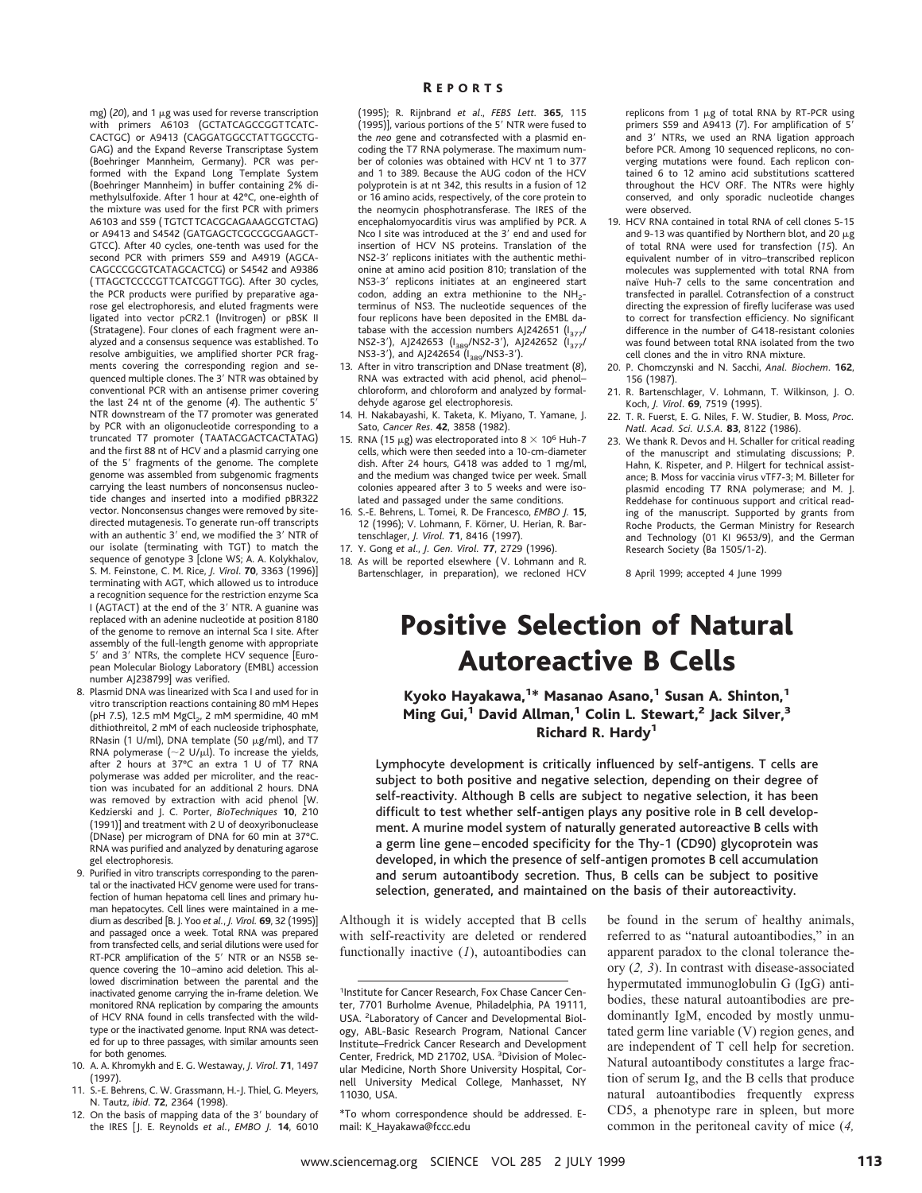mg) (20), and 1 μg was used for reverse transcription with primers A6103 (GCTATCAGCCGGTTCATC-CACTGC) or A9413 (CAGGATGGCCTATTGGCCTG-GAG) and the Expand Reverse Transcriptase System (Boehringer Mannheim, Germany). PCR was performed with the Expand Long Template System (Boehringer Mannheim) in buffer containing 2% dimethylsulfoxide. After 1 hour at 42°C, one-eighth of the mixture was used for the first PCR with primers A6103 and S59 (TGTCTTCACGCAGAAAGCGTCTAG) or A9413 and S4542 (GATGAGCTCGCCGCGAAGCT-GTCC). After 40 cycles, one-tenth was used for the second PCR with primers S59 and A4919 (AGCA-CAGCCCGCGTCATAGCACTCG) or S4542 and A9386 (TTAGCTCCCCGTTCATCGGTTGG). After 30 cycles, the PCR products were purified by preparative agarose gel electrophoresis, and eluted fragments were ligated into vector pCR2.1 (Invitrogen) or pBSK II (Stratagene). Four clones of each fragment were analyzed and a consensus sequence was established. To resolve ambiguities, we amplified shorter PCR fragments covering the corresponding region and sequenced multiple clones. The 3′ NTR was obtained by conventional PCR with an antisense primer covering the last 24 nt of the genome (4). The authentic 5′ NTR downstream of the T7 promoter was generated by PCR with an oligonucleotide corresponding to a truncated T7 promoter (TAATACGACTCACTATAG) and the first 88 nt of HCV and a plasmid carrying one of the 5′ fragments of the genome. The complete genome was assembled from subgenomic fragments carrying the least numbers of nonconsensus nucleotide changes and inserted into a modified pBR322 vector. Nonconsensus changes were removed by site-directed mutagenesis. To generate run-off transcripts with an authentic 3′ end, we modified the 3′ NTR of our isolate (terminating with TGT) to match the sequence of genotype 3 [clone WS; A. A. Kolykhalov, S. M. Feinstone, C. M. Rice, *J. Virol.* **70**, 3363 (1996)] terminating with AGT, which allowed us to introduce a recognition sequence for the restriction enzyme Sca I (AGTACT) at the end of the 3′ NTR. A guanine was replaced with an adenine nucleotide at position 8180 of the genome to remove an internal Sca I site. After assembly of the full-length genome with appropriate 5′ and 3′ NTRs, the complete HCV sequence [European Molecular Biology Laboratory (EMBL) accession number AJ238799] was verified.

8. Plasmid DNA was linearized with Sca I and used for in vitro transcription reactions containing 80 mM Hepes (pH 7.5), 12.5 mM $MgCl_2$, 2 mM spermidine, 40 mM dithiothreitol, 2 mM of each nucleoside triphosphate, RNasin (1 U/ml), DNA template (50 μg/ml), and T7 RNA polymerase (~2 U/μl). To increase the yields, after 2 hours at 37°C an extra 1 U of T7 RNA polymerase was added per microliter, and the reaction was incubated for an additional 2 hours. DNA was removed by extraction with acid phenol [W. Kedzierski and J. C. Porter, *BioTechniques* **10**, 210 (1991)] and treatment with 2 U of deoxyribonuclease (DNase) per microgram of DNA for 60 min at 37°C. RNA was purified and analyzed by denaturing agarose gel electrophoresis.
9. Purified in vitro transcripts corresponding to the parental or the inactivated HCV genome were used for transfection of human hepatoma cell lines and primary human hepatocytes. Cell lines were maintained in a medium as described [B. J. Yoo *et al.*, *J. Virol.* **69**, 32 (1995)] and passaged once a week. Total RNA was prepared from transfected cells, and serial dilutions were used for RT-PCR amplification of the 5′ NTR or an NS5B sequence covering the 10–amino acid deletion. This allowed discrimination between the parental and the inactivated genome carrying the in-frame deletion. We monitored RNA replication by comparing the amounts of HCV RNA found in cells transfected with the wild-type or the inactivated genome. Input RNA was detected for up to three passages, with similar amounts seen for both genomes.
10. A. A. Khromykh and E. G. Westaway, *J. Virol.* **71**, 1497 (1997).
11. S.-E. Behrens, C. W. Grassmann, H.-J. Thiel, G. Meyers, N. Tautz, *ibid.* **72**, 2364 (1998).
12. On the basis of mapping data of the 3′ boundary of the IRES [J. E. Reynolds *et al.*, *EMBO J.* **14**, 6010 (1995); R. Rijnbrand *et al.*, *FEBS Lett.* **365**, 115 (1995)], various portions of the 5′ NTR were fused to the *neo* gene and cotransfected with a plasmid encoding the T7 RNA polymerase. The maximum number of colonies was obtained with HCV nt 1 to 377 and 1 to 389. Because the AUG codon of the HCV polyprotein is at nt 342, this results in a fusion of 12 or 16 amino acids, respectively, of the core protein to the neomycin phosphotransferase. The IRES of the encephalomyocarditis virus was amplified by PCR. A Nco I site was introduced at the 3′ end and used for insertion of HCV NS proteins. Translation of the NS2-3′ replicons initiates with the authentic methionine at amino acid position 810; translation of the NS3-3′ replicons initiates at an engineered start codon, adding an extra methionine to the $NH_2$-terminus of NS3. The nucleotide sequences of the four replicons have been deposited in the EMBL database with the accession numbers AJ242651 ($I_{377}$/NS2-3′), AJ242653 ($I_{389}$/NS2-3′), AJ242652 ($I_{377}$/NS3-3′), and AJ242654 ($I_{389}$/NS3-3′).
13. After in vitro transcription and DNase treatment (8), RNA was extracted with acid phenol, acid phenol–chloroform, and chloroform and analyzed by formaldehyde agarose gel electrophoresis.
14. H. Nakabayashi, K. Taketa, K. Miyano, T. Yamane, J. Sato, *Cancer Res.* **42**, 3858 (1982).
15. RNA (15 μg) was electroporated into $8 \times 10^6$ Huh-7 cells, which were then seeded into a 10-cm-diameter dish. After 24 hours, G418 was added to 1 mg/ml, and the medium was changed twice per week. Small colonies appeared after 3 to 5 weeks and were isolated and passaged under the same conditions.
16. S.-E. Behrens, L. Tomei, R. De Francesco, *EMBO J.* **15**, 12 (1996); V. Lohmann, F. Körner, U. Herian, R. Bartenschlager, *J. Virol.* **71**, 8416 (1997).
17. Y. Gong *et al.*, *J. Gen. Virol.* **77**, 2729 (1996).
18. As will be reported elsewhere (V. Lohmann and R. Bartenschlager, in preparation), we recloned HCV replicons from 1 μg of total RNA by RT-PCR using primers S59 and A9413 (7). For amplification of 5′ and 3′ NTRs, we used an RNA ligation approach before PCR. Among 10 sequenced replicons, no converging mutations were found. Each replicon contained 6 to 12 amino acid substitutions scattered throughout the HCV ORF. The NTRs were highly conserved, and only sporadic nucleotide changes were observed.
19. HCV RNA contained in total RNA of cell clones 5-15 and 9-13 was quantified by Northern blot, and 20 μg of total RNA were used for transfection (15). An equivalent number of in vitro–transcribed replicon molecules was supplemented with total RNA from naïve Huh-7 cells to the same concentration and transfected in parallel. Cotransfection of a construct directing the expression of firefly luciferase was used to correct for transfection efficiency. No significant difference in the number of G418-resistant colonies was found between total RNA isolated from the two cell clones and the in vitro RNA mixture.
20. P. Chomczynski and N. Sacchi, *Anal. Biochem.* **162**, 156 (1987).
21. R. Bartenschlager, V. Lohmann, T. Wilkinson, J. O. Koch, *J. Virol.* **69**, 7519 (1995).
22. T. R. Fuerst, E. G. Niles, F. W. Studier, B. Moss, *Proc. Natl. Acad. Sci. U.S.A.* **83**, 8122 (1986).
23. We thank R. Devos and H. Schaller for critical reading of the manuscript and stimulating discussions; P. Hahn, K. Rispeter, and P. Hilgert for technical assistance; B. Moss for vaccinia virus vTF7-3; M. Billeter for plasmid encoding T7 RNA polymerase; and M. J. Reddehase for continuous support and critical reading of the manuscript. Supported by grants from Roche Products, the German Ministry for Research and Technology (01 KI 9653/9), and the German Research Society (Ba 1505/1-2).

8 April 1999; accepted 4 June 1999

# Positive Selection of Natural Autoreactive B Cells

**Kyoko Hayakawa,[1]* Masanao Asano,[1] Susan A. Shinton,[1] Ming Gui,[1] David Allman,[1] Colin L. Stewart,[2] Jack Silver,[3] Richard R. Hardy[1]**

**Lymphocyte development is critically influenced by self-antigens. T cells are subject to both positive and negative selection, depending on their degree of self-reactivity. Although B cells are subject to negative selection, it has been difficult to test whether self-antigen plays any positive role in B cell development. A murine model system of naturally generated autoreactive B cells with a germ line gene–encoded specificity for the Thy-1 (CD90) glycoprotein was developed, in which the presence of self-antigen promotes B cell accumulation and serum autoantibody secretion. Thus, B cells can be subject to positive selection, generated, and maintained on the basis of their autoreactivity.**

Although it is widely accepted that B cells with self-reactivity are deleted or rendered functionally inactive (*1*), autoantibodies can be found in the serum of healthy animals, referred to as "natural autoantibodies," in an apparent paradox to the clonal tolerance theory (*2, 3*). In contrast with disease-associated hypermutated immunoglobulin G (IgG) antibodies, these natural autoantibodies are predominantly IgM, encoded by mostly unmutated germ line variable (V) region genes, and are independent of T cell help for secretion. Natural autoantibody constitutes a large fraction of serum Ig, and the B cells that produce natural autoantibodies frequently express CD5, a phenotype rare in spleen, but more common in the peritoneal cavity of mice (*4,*

[1]Institute for Cancer Research, Fox Chase Cancer Center, 7701 Burholme Avenue, Philadelphia, PA 19111, USA. [2]Laboratory of Cancer and Developmental Biology, ABL-Basic Research Program, National Cancer Institute–Fredrick Cancer Research and Development Center, Fredrick, MD 21702, USA. [3]Division of Molecular Medicine, North Shore University Hospital, Cornell University Medical College, Manhasset, NY 11030, USA.

*To whom correspondence should be addressed. E-mail: K_Hayakawa@fccc.edu